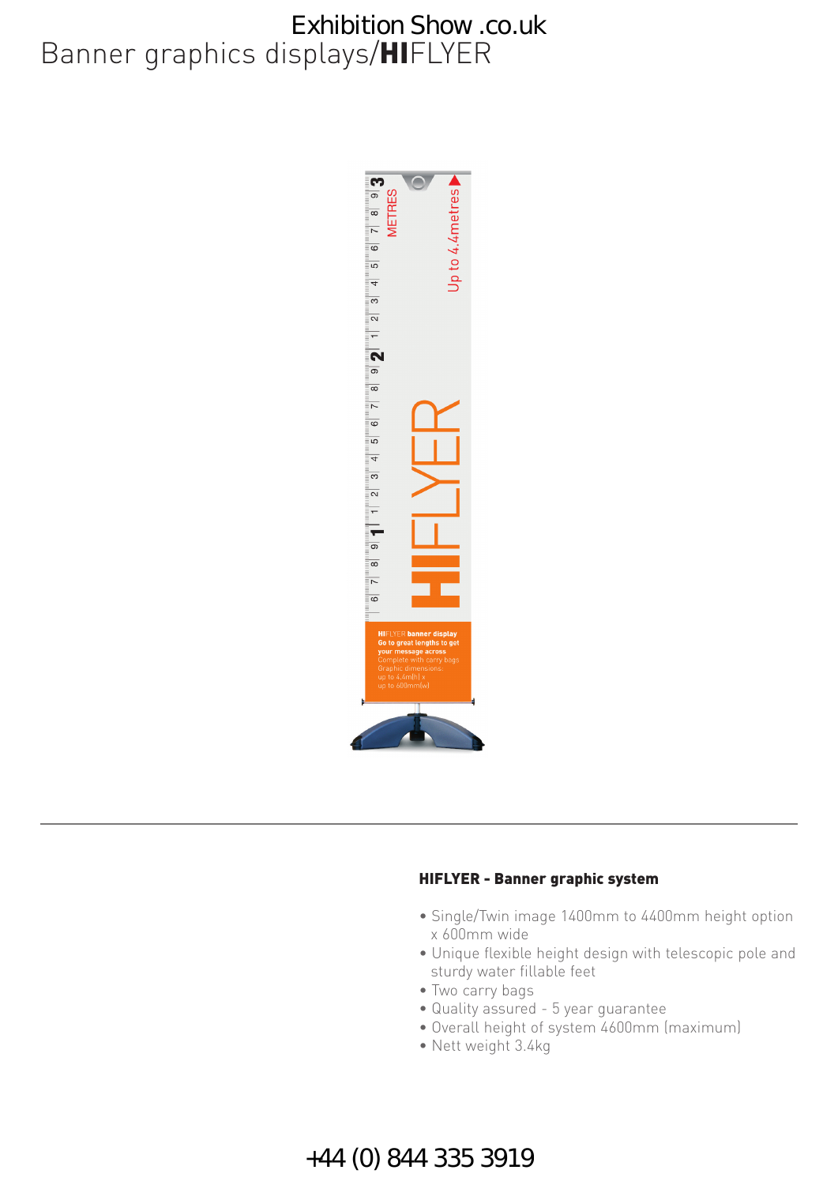Exhibition Show .co.uk

# Banner graphics displays/**HI**FLYER

**HIFLYER - Banner graphic system**

- Single/Twin image 1400mm to 4400mm height option x 600mm wide
- Unique flexible height design with telescopic pole and sturdy water fillable feet
- Two carry bags
- Quality assured - 5 year guarantee
- Overall height of system 4600mm (maximum)
- Nett weight 3.4kg

+44 (0) 844 335 3919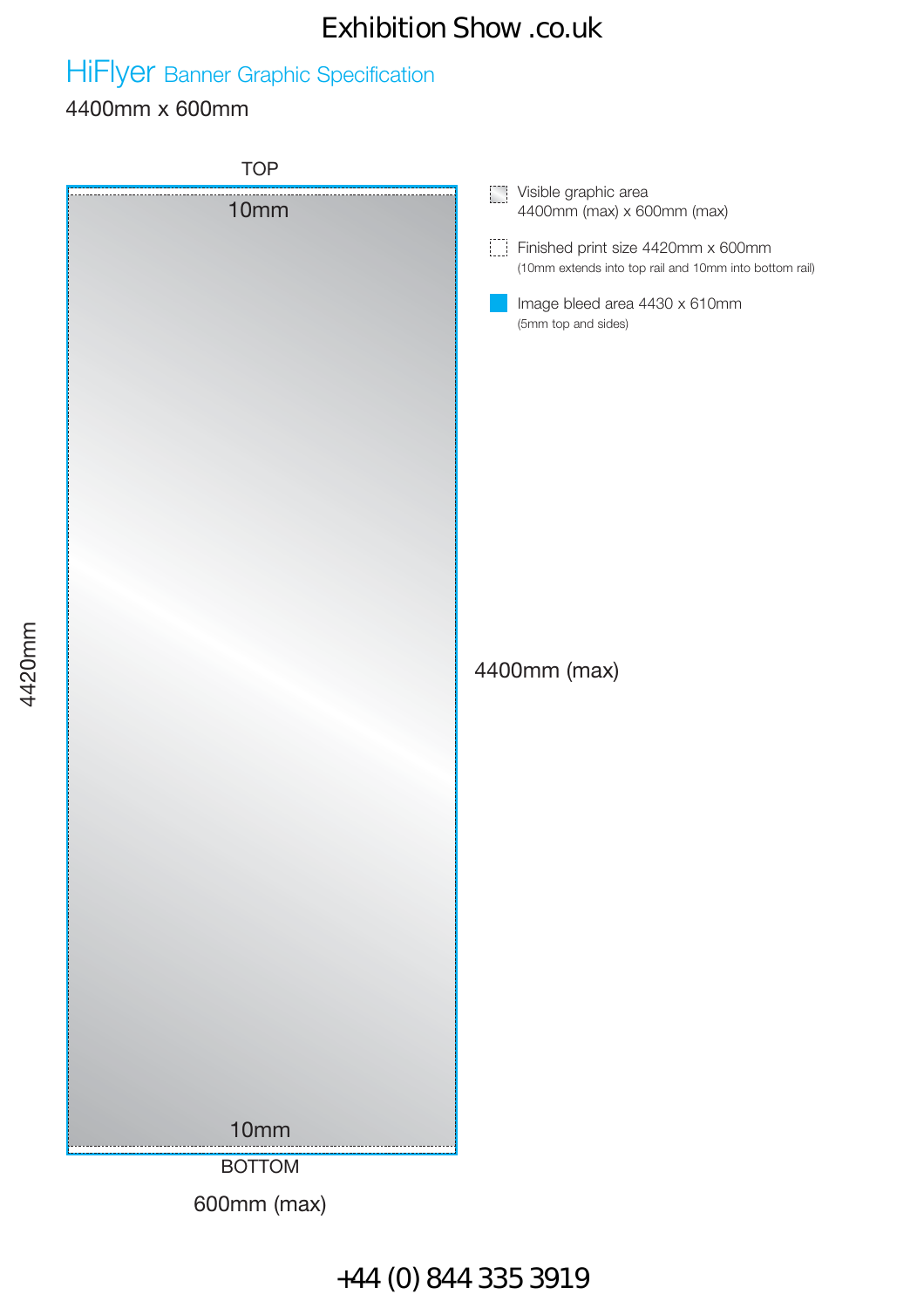Exhibition Show .co.uk

# HiFlyer Banner Graphic Specification

4400mm x 600mm

TOP

10mm

10mm

BOTTOM

4420mm

4400mm (max)

600mm (max)

- Visible graphic area 4400mm (max) x 600mm (max)
- Finished print size 4420mm x 600mm (10mm extends into top rail and 10mm into bottom rail)
- Image bleed area 4430 x 610mm (5mm top and sides)

+44 (0) 844 335 3919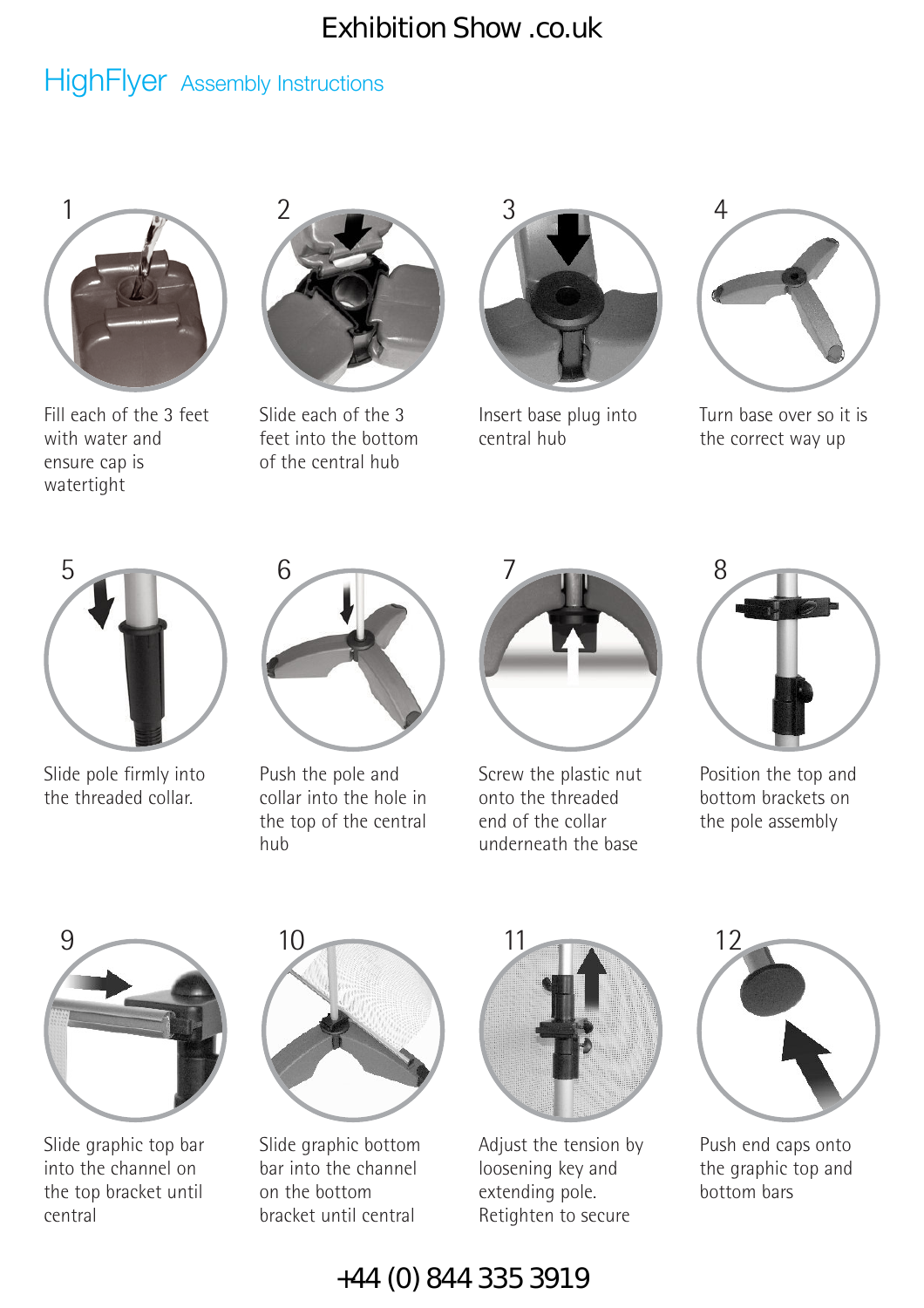Exhibition Show .co.uk

# HighFlyer Assembly Instructions

1

Fill each of the 3 feet with water and ensure cap is watertight

2

Slide each of the 3 feet into the bottom of the central hub

3

Insert base plug into central hub

4

Turn base over so it is the correct way up

5

Slide pole firmly into the threaded collar.

6

Push the pole and collar into the hole in the top of the central hub

7

Screw the plastic nut onto the threaded end of the collar underneath the base

8

Position the top and bottom brackets on the pole assembly

9

Slide graphic top bar into the channel on the top bracket until central

10

Slide graphic bottom bar into the channel on the bottom bracket until central

11

Adjust the tension by loosening key and extending pole. Retighten to secure

12

Push end caps onto the graphic top and bottom bars

+44 (0) 844 335 3919